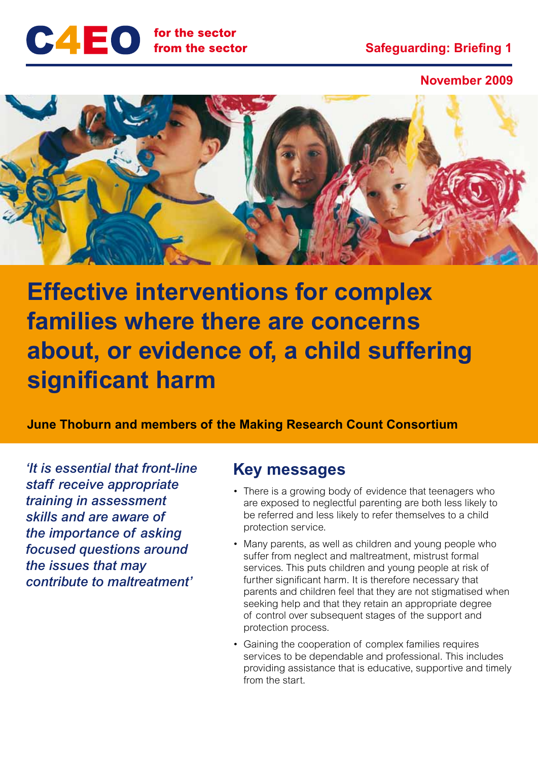C4EO for the sector from the sector

Safeguarding: Briefing 1

November 2009

# Effective interventions for complex families where there are concerns about, or evidence of, a child suffering significant harm

**June Thoburn and members of the Making Research Count Consortium**

*'It is essential that front-line staff receive appropriate training in assessment skills and are aware of the importance of asking focused questions around the issues that may contribute to maltreatment'*

## Key messages

- There is a growing body of evidence that teenagers who are exposed to neglectful parenting are both less likely to be referred and less likely to refer themselves to a child protection service.
- Many parents, as well as children and young people who suffer from neglect and maltreatment, mistrust formal services. This puts children and young people at risk of further significant harm. It is therefore necessary that parents and children feel that they are not stigmatised when seeking help and that they retain an appropriate degree of control over subsequent stages of the support and protection process.
- Gaining the cooperation of complex families requires services to be dependable and professional. This includes providing assistance that is educative, supportive and timely from the start.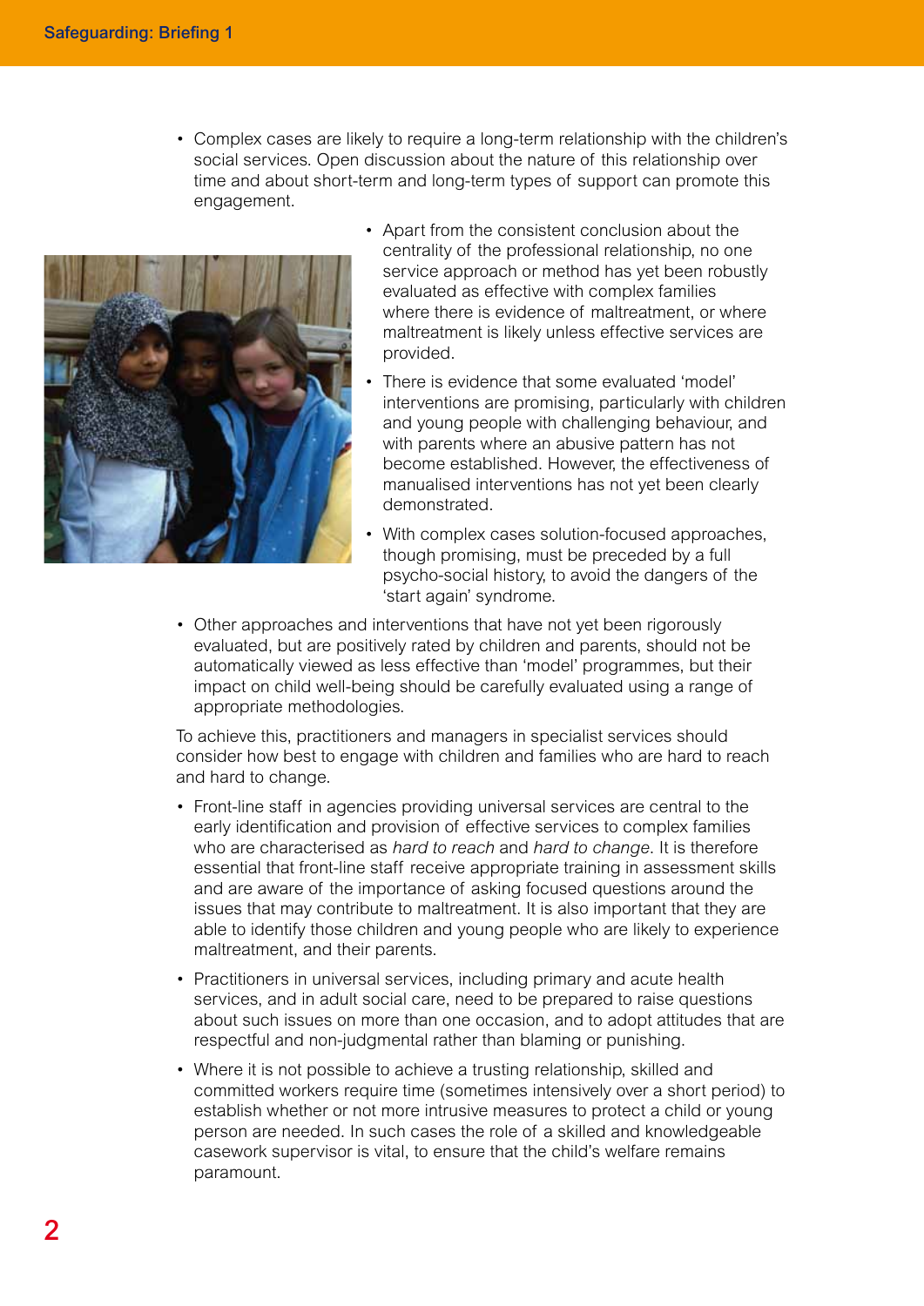- Complex cases are likely to require a long-term relationship with the children's social services. Open discussion about the nature of this relationship over time and about short-term and long-term types of support can promote this engagement.
- Apart from the consistent conclusion about the centrality of the professional relationship, no one service approach or method has yet been robustly evaluated as effective with complex families where there is evidence of maltreatment, or where maltreatment is likely unless effective services are provided.
- There is evidence that some evaluated 'model' interventions are promising, particularly with children and young people with challenging behaviour, and with parents where an abusive pattern has not become established. However, the effectiveness of manualised interventions has not yet been clearly demonstrated.
- With complex cases solution-focused approaches, though promising, must be preceded by a full psycho-social history, to avoid the dangers of the 'start again' syndrome.
- Other approaches and interventions that have not yet been rigorously evaluated, but are positively rated by children and parents, should not be automatically viewed as less effective than 'model' programmes, but their impact on child well-being should be carefully evaluated using a range of appropriate methodologies.

To achieve this, practitioners and managers in specialist services should consider how best to engage with children and families who are hard to reach and hard to change.

- Front-line staff in agencies providing universal services are central to the early identification and provision of effective services to complex families who are characterised as *hard to reach* and *hard to change*. It is therefore essential that front-line staff receive appropriate training in assessment skills and are aware of the importance of asking focused questions around the issues that may contribute to maltreatment. It is also important that they are able to identify those children and young people who are likely to experience maltreatment, and their parents.
- Practitioners in universal services, including primary and acute health services, and in adult social care, need to be prepared to raise questions about such issues on more than one occasion, and to adopt attitudes that are respectful and non-judgmental rather than blaming or punishing.
- Where it is not possible to achieve a trusting relationship, skilled and committed workers require time (sometimes intensively over a short period) to establish whether or not more intrusive measures to protect a child or young person are needed. In such cases the role of a skilled and knowledgeable casework supervisor is vital, to ensure that the child's welfare remains paramount.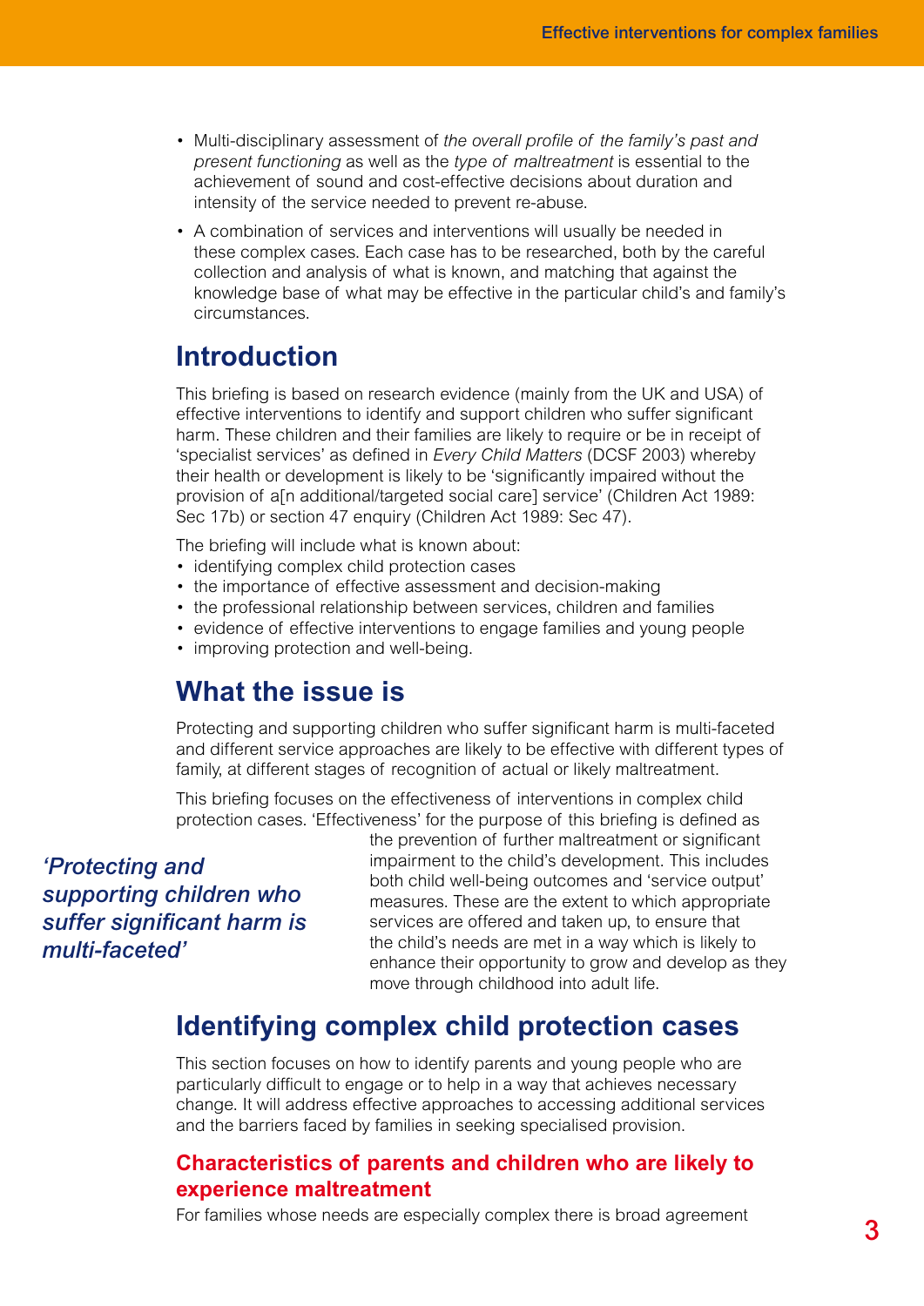- Multi-disciplinary assessment of *the overall profile of the family's past and present functioning* as well as the *type of maltreatment* is essential to the achievement of sound and cost-effective decisions about duration and intensity of the service needed to prevent re-abuse.
- A combination of services and interventions will usually be needed in these complex cases. Each case has to be researched, both by the careful collection and analysis of what is known, and matching that against the knowledge base of what may be effective in the particular child's and family's circumstances.

## Introduction

This briefing is based on research evidence (mainly from the UK and USA) of effective interventions to identify and support children who suffer significant harm. These children and their families are likely to require or be in receipt of 'specialist services' as defined in *Every Child Matters* (DCSF 2003) whereby their health or development is likely to be 'significantly impaired without the provision of a[n additional/targeted social care] service' (Children Act 1989: Sec 17b) or section 47 enquiry (Children Act 1989: Sec 47).

The briefing will include what is known about:

- identifying complex child protection cases
- the importance of effective assessment and decision-making
- the professional relationship between services, children and families
- evidence of effective interventions to engage families and young people
- improving protection and well-being.

## What the issue is

Protecting and supporting children who suffer significant harm is multi-faceted and different service approaches are likely to be effective with different types of family, at different stages of recognition of actual or likely maltreatment.

This briefing focuses on the effectiveness of interventions in complex child protection cases. 'Effectiveness' for the purpose of this briefing is defined as the prevention of further maltreatment or significant impairment to the child's development. This includes both child well-being outcomes and 'service output' measures. These are the extent to which appropriate services are offered and taken up, to ensure that the child's needs are met in a way which is likely to enhance their opportunity to grow and develop as they move through childhood into adult life.

***'Protecting and supporting children who suffer significant harm is multi-faceted'***

## Identifying complex child protection cases

This section focuses on how to identify parents and young people who are particularly difficult to engage or to help in a way that achieves necessary change. It will address effective approaches to accessing additional services and the barriers faced by families in seeking specialised provision.

### Characteristics of parents and children who are likely to experience maltreatment

For families whose needs are especially complex there is broad agreement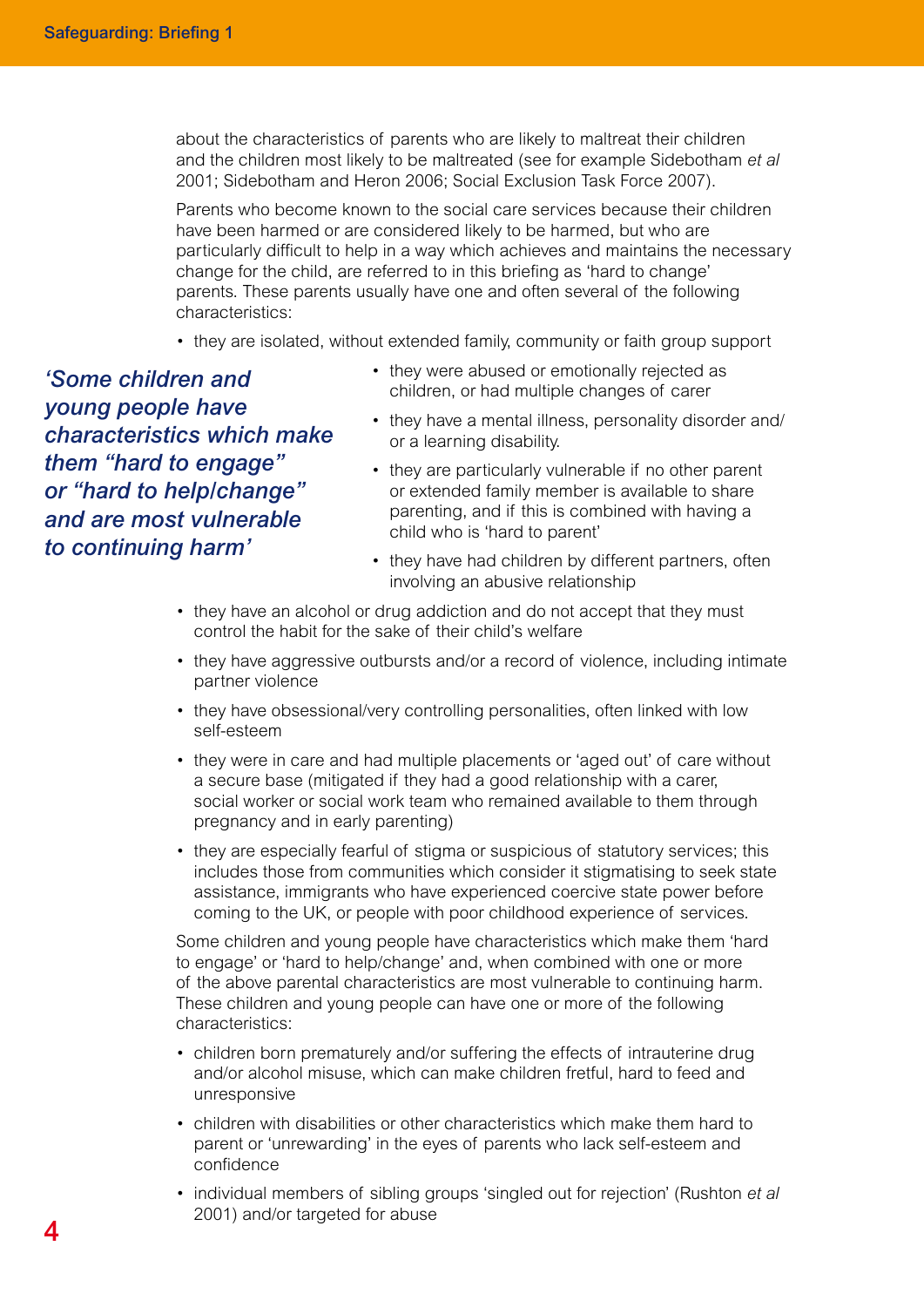about the characteristics of parents who are likely to maltreat their children and the children most likely to be maltreated (see for example Sidebotham *et al* 2001; Sidebotham and Heron 2006; Social Exclusion Task Force 2007).

Parents who become known to the social care services because their children have been harmed or are considered likely to be harmed, but who are particularly difficult to help in a way which achieves and maintains the necessary change for the child, are referred to in this briefing as 'hard to change' parents. These parents usually have one and often several of the following characteristics:

- they are isolated, without extended family, community or faith group support
- they were abused or emotionally rejected as children, or had multiple changes of carer
- they have a mental illness, personality disorder and/or a learning disability.
- they are particularly vulnerable if no other parent or extended family member is available to share parenting, and if this is combined with having a child who is 'hard to parent'
- they have had children by different partners, often involving an abusive relationship
- they have an alcohol or drug addiction and do not accept that they must control the habit for the sake of their child's welfare
- they have aggressive outbursts and/or a record of violence, including intimate partner violence
- they have obsessional/very controlling personalities, often linked with low self-esteem
- they were in care and had multiple placements or 'aged out' of care without a secure base (mitigated if they had a good relationship with a carer, social worker or social work team who remained available to them through pregnancy and in early parenting)
- they are especially fearful of stigma or suspicious of statutory services; this includes those from communities which consider it stigmatising to seek state assistance, immigrants who have experienced coercive state power before coming to the UK, or people with poor childhood experience of services.

***'Some children and young people have characteristics which make them "hard to engage" or "hard to help/change" and are most vulnerable to continuing harm'***

Some children and young people have characteristics which make them 'hard to engage' or 'hard to help/change' and, when combined with one or more of the above parental characteristics are most vulnerable to continuing harm. These children and young people can have one or more of the following characteristics:

- children born prematurely and/or suffering the effects of intrauterine drug and/or alcohol misuse, which can make children fretful, hard to feed and unresponsive
- children with disabilities or other characteristics which make them hard to parent or 'unrewarding' in the eyes of parents who lack self-esteem and confidence
- individual members of sibling groups 'singled out for rejection' (Rushton *et al* 2001) and/or targeted for abuse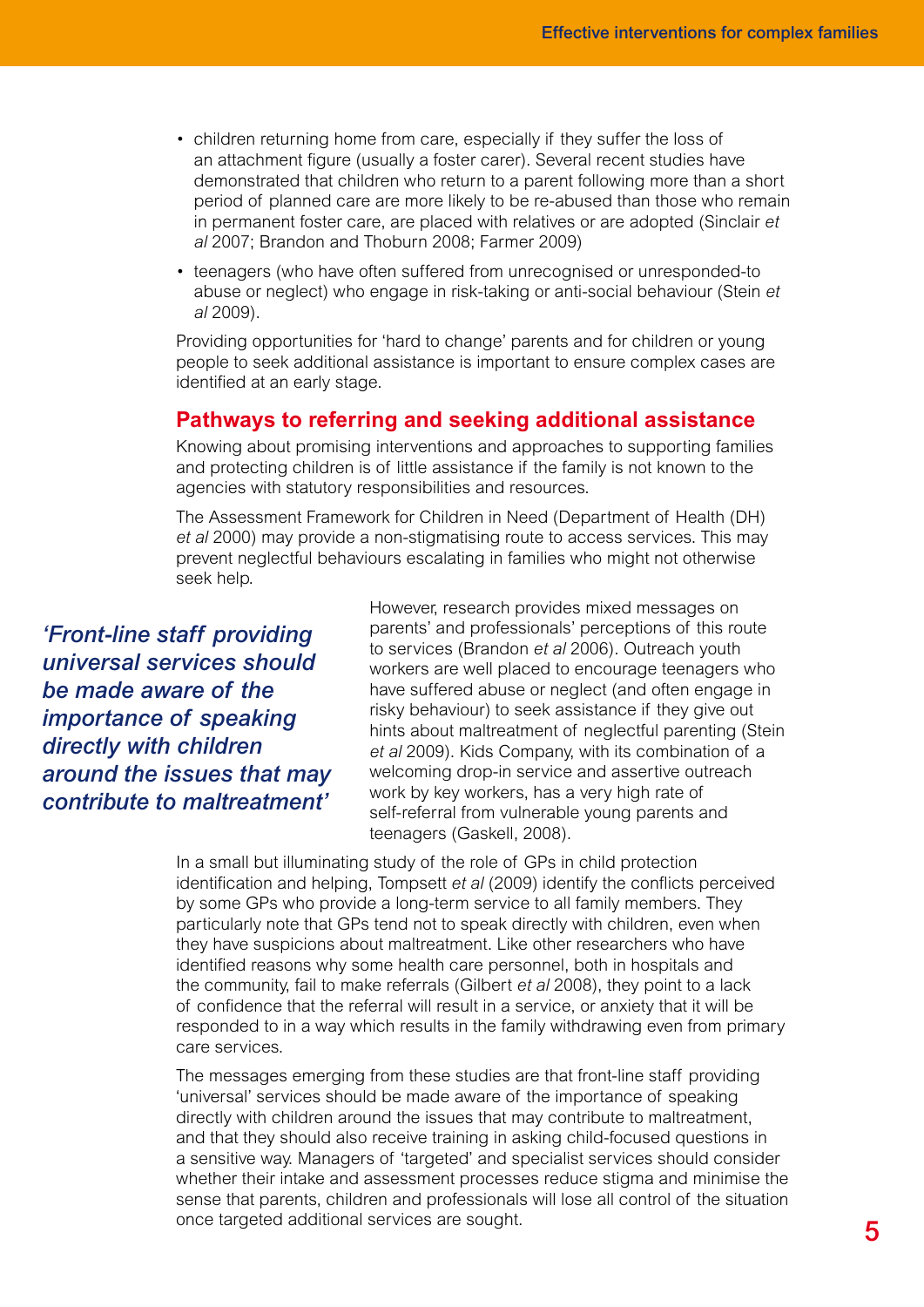- children returning home from care, especially if they suffer the loss of an attachment figure (usually a foster carer). Several recent studies have demonstrated that children who return to a parent following more than a short period of planned care are more likely to be re-abused than those who remain in permanent foster care, are placed with relatives or are adopted (Sinclair *et al* 2007; Brandon and Thoburn 2008; Farmer 2009)
- teenagers (who have often suffered from unrecognised or unresponded-to abuse or neglect) who engage in risk-taking or anti-social behaviour (Stein *et al* 2009).

Providing opportunities for 'hard to change' parents and for children or young people to seek additional assistance is important to ensure complex cases are identified at an early stage.

## Pathways to referring and seeking additional assistance

Knowing about promising interventions and approaches to supporting families and protecting children is of little assistance if the family is not known to the agencies with statutory responsibilities and resources.

The Assessment Framework for Children in Need (Department of Health (DH) *et al* 2000) may provide a non-stigmatising route to access services. This may prevent neglectful behaviours escalating in families who might not otherwise seek help.

> ***'Front-line staff providing universal services should be made aware of the importance of speaking directly with children around the issues that may contribute to maltreatment'***

However, research provides mixed messages on parents' and professionals' perceptions of this route to services (Brandon *et al* 2006). Outreach youth workers are well placed to encourage teenagers who have suffered abuse or neglect (and often engage in risky behaviour) to seek assistance if they give out hints about maltreatment of neglectful parenting (Stein *et al* 2009). Kids Company, with its combination of a welcoming drop-in service and assertive outreach work by key workers, has a very high rate of self-referral from vulnerable young parents and teenagers (Gaskell, 2008).

In a small but illuminating study of the role of GPs in child protection identification and helping, Tompsett *et al* (2009) identify the conflicts perceived by some GPs who provide a long-term service to all family members. They particularly note that GPs tend not to speak directly with children, even when they have suspicions about maltreatment. Like other researchers who have identified reasons why some health care personnel, both in hospitals and the community, fail to make referrals (Gilbert *et al* 2008), they point to a lack of confidence that the referral will result in a service, or anxiety that it will be responded to in a way which results in the family withdrawing even from primary care services.

The messages emerging from these studies are that front-line staff providing 'universal' services should be made aware of the importance of speaking directly with children around the issues that may contribute to maltreatment, and that they should also receive training in asking child-focused questions in a sensitive way. Managers of 'targeted' and specialist services should consider whether their intake and assessment processes reduce stigma and minimise the sense that parents, children and professionals will lose all control of the situation once targeted additional services are sought.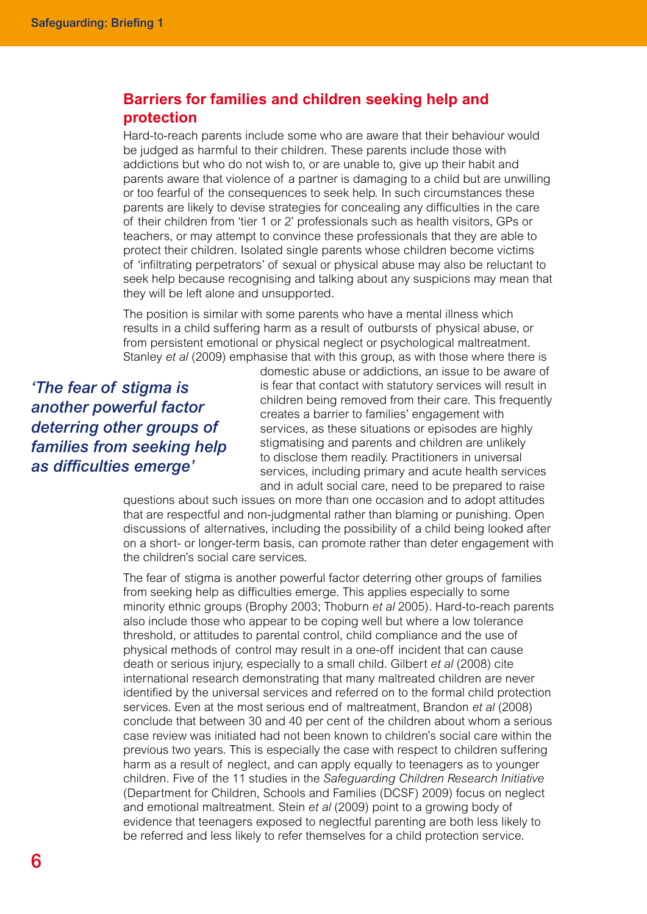## Barriers for families and children seeking help and protection

Hard-to-reach parents include some who are aware that their behaviour would be judged as harmful to their children. These parents include those with addictions but who do not wish to, or are unable to, give up their habit and parents aware that violence of a partner is damaging to a child but are unwilling or too fearful of the consequences to seek help. In such circumstances these parents are likely to devise strategies for concealing any difficulties in the care of their children from 'tier 1 or 2' professionals such as health visitors, GPs or teachers, or may attempt to convince these professionals that they are able to protect their children. Isolated single parents whose children become victims of 'infiltrating perpetrators' of sexual or physical abuse may also be reluctant to seek help because recognising and talking about any suspicions may mean that they will be left alone and unsupported.

The position is similar with some parents who have a mental illness which results in a child suffering harm as a result of outbursts of physical abuse, or from persistent emotional or physical neglect or psychological maltreatment. Stanley *et al* (2009) emphasise that with this group, as with those where there is domestic abuse or addictions, an issue to be aware of is fear that contact with statutory services will result in children being removed from their care. This frequently creates a barrier to families' engagement with services, as these situations or episodes are highly stigmatising and parents and children are unlikely to disclose them readily. Practitioners in universal services, including primary and acute health services and in adult social care, need to be prepared to raise questions about such issues on more than one occasion and to adopt attitudes that are respectful and non-judgmental rather than blaming or punishing. Open discussions of alternatives, including the possibility of a child being looked after on a short- or longer-term basis, can promote rather than deter engagement with the children's social care services.

> ***'The fear of stigma is another powerful factor deterring other groups of families from seeking help as difficulties emerge'***

The fear of stigma is another powerful factor deterring other groups of families from seeking help as difficulties emerge. This applies especially to some minority ethnic groups (Brophy 2003; Thoburn *et al* 2005). Hard-to-reach parents also include those who appear to be coping well but where a low tolerance threshold, or attitudes to parental control, child compliance and the use of physical methods of control may result in a one-off incident that can cause death or serious injury, especially to a small child. Gilbert *et al* (2008) cite international research demonstrating that many maltreated children are never identified by the universal services and referred on to the formal child protection services. Even at the most serious end of maltreatment, Brandon *et al* (2008) conclude that between 30 and 40 per cent of the children about whom a serious case review was initiated had not been known to children's social care within the previous two years. This is especially the case with respect to children suffering harm as a result of neglect, and can apply equally to teenagers as to younger children. Five of the 11 studies in the *Safeguarding Children Research Initiative* (Department for Children, Schools and Families (DCSF) 2009) focus on neglect and emotional maltreatment. Stein *et al* (2009) point to a growing body of evidence that teenagers exposed to neglectful parenting are both less likely to be referred and less likely to refer themselves for a child protection service.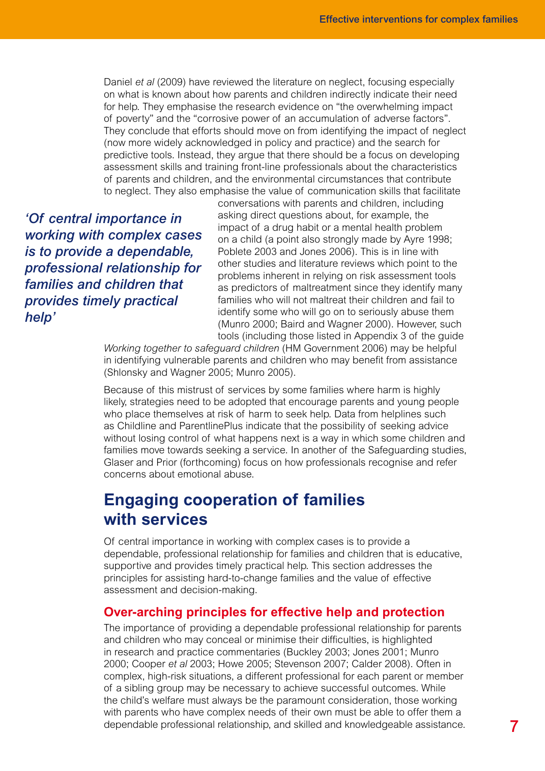Daniel *et al* (2009) have reviewed the literature on neglect, focusing especially on what is known about how parents and children indirectly indicate their need for help. They emphasise the research evidence on "the overwhelming impact of poverty" and the "corrosive power of an accumulation of adverse factors". They conclude that efforts should move on from identifying the impact of neglect (now more widely acknowledged in policy and practice) and the search for predictive tools. Instead, they argue that there should be a focus on developing assessment skills and training front-line professionals about the characteristics of parents and children, and the environmental circumstances that contribute to neglect. They also emphasise the value of communication skills that facilitate conversations with parents and children, including asking direct questions about, for example, the impact of a drug habit or a mental health problem on a child (a point also strongly made by Ayre 1998; Poblete 2003 and Jones 2006). This is in line with other studies and literature reviews which point to the problems inherent in relying on risk assessment tools as predictors of maltreatment since they identify many families who will not maltreat their children and fail to identify some who will go on to seriously abuse them (Munro 2000; Baird and Wagner 2000). However, such tools (including those listed in Appendix 3 of the guide *Working together to safeguard children* (HM Government 2006) may be helpful in identifying vulnerable parents and children who may benefit from assistance (Shlonsky and Wagner 2005; Munro 2005).

> ***'Of central importance in working with complex cases is to provide a dependable, professional relationship for families and children that provides timely practical help'***

Because of this mistrust of services by some families where harm is highly likely, strategies need to be adopted that encourage parents and young people who place themselves at risk of harm to seek help. Data from helplines such as Childline and ParentlinePlus indicate that the possibility of seeking advice without losing control of what happens next is a way in which some children and families move towards seeking a service. In another of the Safeguarding studies, Glaser and Prior (forthcoming) focus on how professionals recognise and refer concerns about emotional abuse.

## Engaging cooperation of families with services

Of central importance in working with complex cases is to provide a dependable, professional relationship for families and children that is educative, supportive and provides timely practical help. This section addresses the principles for assisting hard-to-change families and the value of effective assessment and decision-making.

### Over-arching principles for effective help and protection

The importance of providing a dependable professional relationship for parents and children who may conceal or minimise their difficulties, is highlighted in research and practice commentaries (Buckley 2003; Jones 2001; Munro 2000; Cooper *et al* 2003; Howe 2005; Stevenson 2007; Calder 2008). Often in complex, high-risk situations, a different professional for each parent or member of a sibling group may be necessary to achieve successful outcomes. While the child's welfare must always be the paramount consideration, those working with parents who have complex needs of their own must be able to offer them a dependable professional relationship, and skilled and knowledgeable assistance.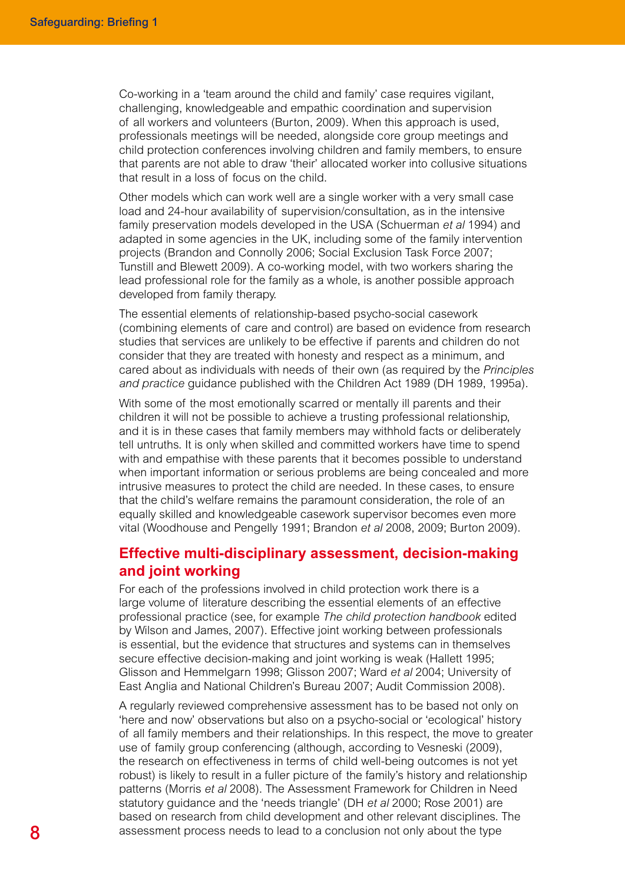Co-working in a 'team around the child and family' case requires vigilant, challenging, knowledgeable and empathic coordination and supervision of all workers and volunteers (Burton, 2009). When this approach is used, professionals meetings will be needed, alongside core group meetings and child protection conferences involving children and family members, to ensure that parents are not able to draw 'their' allocated worker into collusive situations that result in a loss of focus on the child.

Other models which can work well are a single worker with a very small case load and 24-hour availability of supervision/consultation, as in the intensive family preservation models developed in the USA (Schuerman *et al* 1994) and adapted in some agencies in the UK, including some of the family intervention projects (Brandon and Connolly 2006; Social Exclusion Task Force 2007; Tunstill and Blewett 2009). A co-working model, with two workers sharing the lead professional role for the family as a whole, is another possible approach developed from family therapy.

The essential elements of relationship-based psycho-social casework (combining elements of care and control) are based on evidence from research studies that services are unlikely to be effective if parents and children do not consider that they are treated with honesty and respect as a minimum, and cared about as individuals with needs of their own (as required by the *Principles and practice* guidance published with the Children Act 1989 (DH 1989, 1995a).

With some of the most emotionally scarred or mentally ill parents and their children it will not be possible to achieve a trusting professional relationship, and it is in these cases that family members may withhold facts or deliberately tell untruths. It is only when skilled and committed workers have time to spend with and empathise with these parents that it becomes possible to understand when important information or serious problems are being concealed and more intrusive measures to protect the child are needed. In these cases, to ensure that the child's welfare remains the paramount consideration, the role of an equally skilled and knowledgeable casework supervisor becomes even more vital (Woodhouse and Pengelly 1991; Brandon *et al* 2008, 2009; Burton 2009).

## Effective multi-disciplinary assessment, decision-making and joint working

For each of the professions involved in child protection work there is a large volume of literature describing the essential elements of an effective professional practice (see, for example *The child protection handbook* edited by Wilson and James, 2007). Effective joint working between professionals is essential, but the evidence that structures and systems can in themselves secure effective decision-making and joint working is weak (Hallett 1995; Glisson and Hemmelgarn 1998; Glisson 2007; Ward *et al* 2004; University of East Anglia and National Children's Bureau 2007; Audit Commission 2008).

A regularly reviewed comprehensive assessment has to be based not only on 'here and now' observations but also on a psycho-social or 'ecological' history of all family members and their relationships. In this respect, the move to greater use of family group conferencing (although, according to Vesneski (2009), the research on effectiveness in terms of child well-being outcomes is not yet robust) is likely to result in a fuller picture of the family's history and relationship patterns (Morris *et al* 2008). The Assessment Framework for Children in Need statutory guidance and the 'needs triangle' (DH *et al* 2000; Rose 2001) are based on research from child development and other relevant disciplines. The assessment process needs to lead to a conclusion not only about the type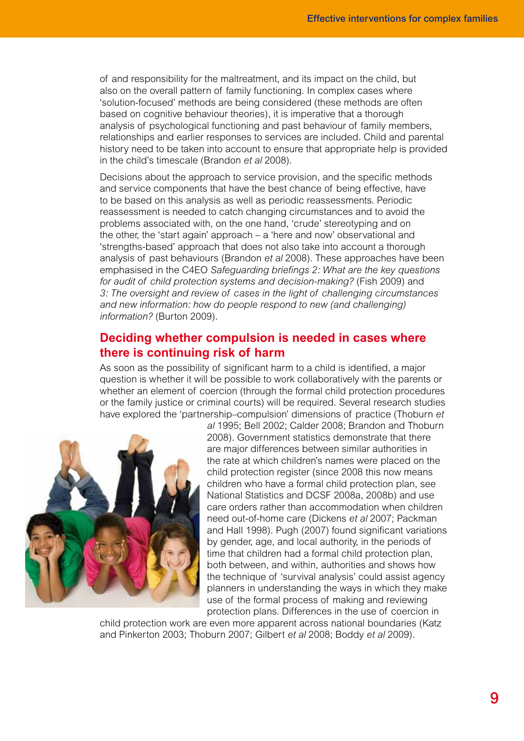of and responsibility for the maltreatment, and its impact on the child, but also on the overall pattern of family functioning. In complex cases where 'solution-focused' methods are being considered (these methods are often based on cognitive behaviour theories), it is imperative that a thorough analysis of psychological functioning and past behaviour of family members, relationships and earlier responses to services are included. Child and parental history need to be taken into account to ensure that appropriate help is provided in the child's timescale (Brandon *et al* 2008).

Decisions about the approach to service provision, and the specific methods and service components that have the best chance of being effective, have to be based on this analysis as well as periodic reassessments. Periodic reassessment is needed to catch changing circumstances and to avoid the problems associated with, on the one hand, 'crude' stereotyping and on the other, the 'start again' approach – a 'here and now' observational and 'strengths-based' approach that does not also take into account a thorough analysis of past behaviours (Brandon *et al* 2008). These approaches have been emphasised in the C4EO *Safeguarding briefings 2: What are the key questions for audit of child protection systems and decision-making?* (Fish 2009) and *3: The oversight and review of cases in the light of challenging circumstances and new information: how do people respond to new (and challenging) information?* (Burton 2009).

## Deciding whether compulsion is needed in cases where there is continuing risk of harm

As soon as the possibility of significant harm to a child is identified, a major question is whether it will be possible to work collaboratively with the parents or whether an element of coercion (through the formal child protection procedures or the family justice or criminal courts) will be required. Several research studies have explored the 'partnership–compulsion' dimensions of practice (Thoburn *et al* 1995; Bell 2002; Calder 2008; Brandon and Thoburn 2008). Government statistics demonstrate that there are major differences between similar authorities in the rate at which children's names were placed on the child protection register (since 2008 this now means children who have a formal child protection plan, see National Statistics and DCSF 2008a, 2008b) and use care orders rather than accommodation when children need out-of-home care (Dickens *et al* 2007; Packman and Hall 1998). Pugh (2007) found significant variations by gender, age, and local authority, in the periods of time that children had a formal child protection plan, both between, and within, authorities and shows how the technique of 'survival analysis' could assist agency planners in understanding the ways in which they make use of the formal process of making and reviewing protection plans. Differences in the use of coercion in child protection work are even more apparent across national boundaries (Katz and Pinkerton 2003; Thoburn 2007; Gilbert *et al* 2008; Boddy *et al* 2009).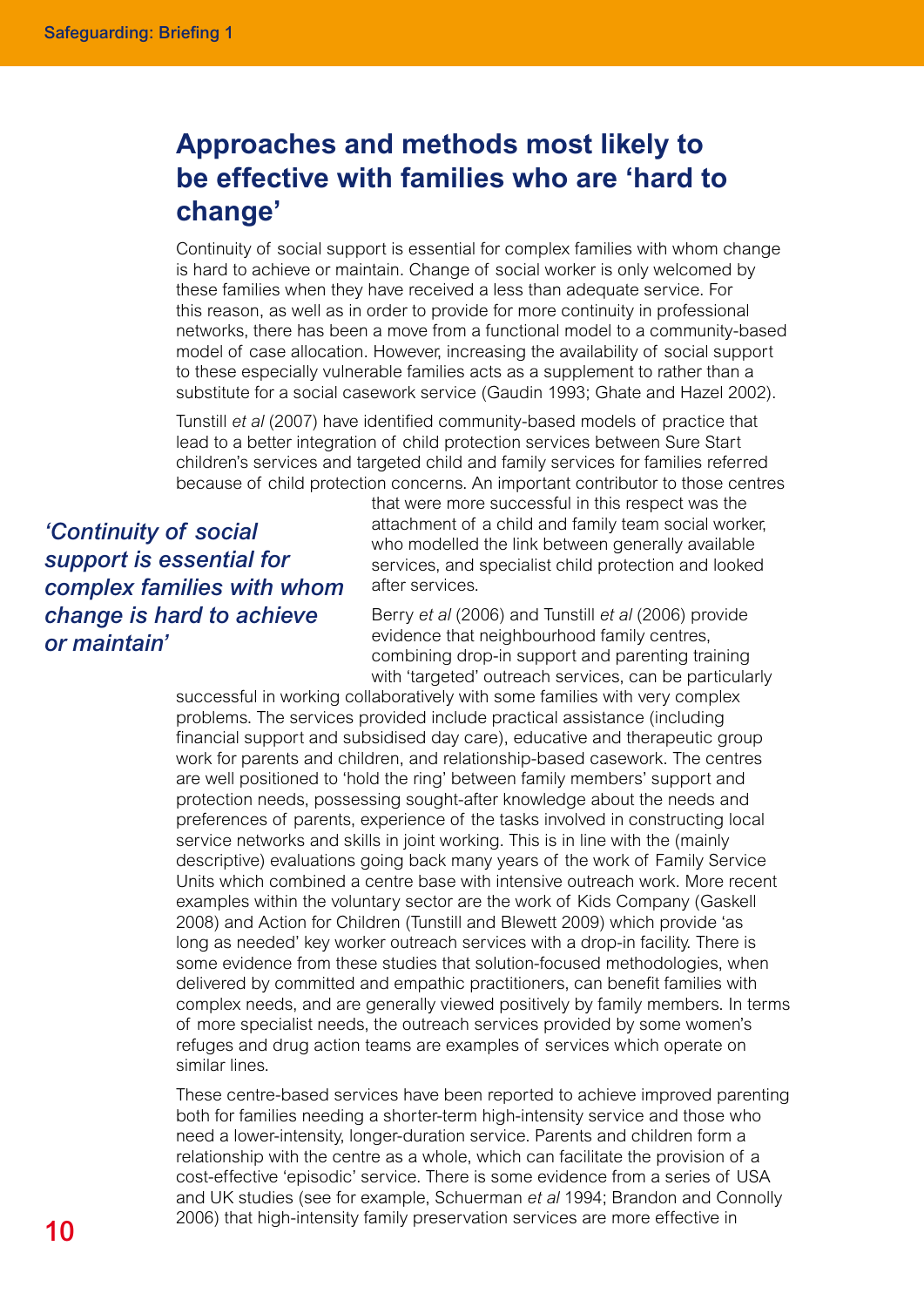## Approaches and methods most likely to be effective with families who are 'hard to change'

Continuity of social support is essential for complex families with whom change is hard to achieve or maintain. Change of social worker is only welcomed by these families when they have received a less than adequate service. For this reason, as well as in order to provide for more continuity in professional networks, there has been a move from a functional model to a community-based model of case allocation. However, increasing the availability of social support to these especially vulnerable families acts as a supplement to rather than a substitute for a social casework service (Gaudin 1993; Ghate and Hazel 2002).

Tunstill *et al* (2007) have identified community-based models of practice that lead to a better integration of child protection services between Sure Start children's services and targeted child and family services for families referred because of child protection concerns. An important contributor to those centres that were more successful in this respect was the attachment of a child and family team social worker, who modelled the link between generally available services, and specialist child protection and looked after services.

> ***'Continuity of social support is essential for complex families with whom change is hard to achieve or maintain'***

Berry *et al* (2006) and Tunstill *et al* (2006) provide evidence that neighbourhood family centres, combining drop-in support and parenting training with 'targeted' outreach services, can be particularly successful in working collaboratively with some families with very complex problems. The services provided include practical assistance (including financial support and subsidised day care), educative and therapeutic group work for parents and children, and relationship-based casework. The centres are well positioned to 'hold the ring' between family members' support and protection needs, possessing sought-after knowledge about the needs and preferences of parents, experience of the tasks involved in constructing local service networks and skills in joint working. This is in line with the (mainly descriptive) evaluations going back many years of the work of Family Service Units which combined a centre base with intensive outreach work. More recent examples within the voluntary sector are the work of Kids Company (Gaskell 2008) and Action for Children (Tunstill and Blewett 2009) which provide 'as long as needed' key worker outreach services with a drop-in facility. There is some evidence from these studies that solution-focused methodologies, when delivered by committed and empathic practitioners, can benefit families with complex needs, and are generally viewed positively by family members. In terms of more specialist needs, the outreach services provided by some women's refuges and drug action teams are examples of services which operate on similar lines.

These centre-based services have been reported to achieve improved parenting both for families needing a shorter-term high-intensity service and those who need a lower-intensity, longer-duration service. Parents and children form a relationship with the centre as a whole, which can facilitate the provision of a cost-effective 'episodic' service. There is some evidence from a series of USA and UK studies (see for example, Schuerman *et al* 1994; Brandon and Connolly 2006) that high-intensity family preservation services are more effective in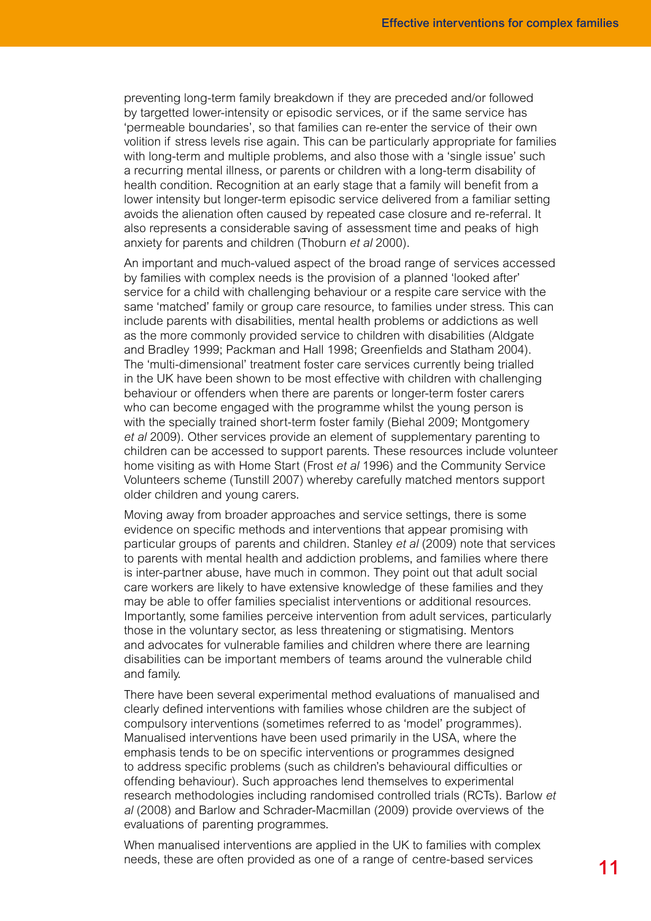preventing long-term family breakdown if they are preceded and/or followed by targetted lower-intensity or episodic services, or if the same service has 'permeable boundaries', so that families can re-enter the service of their own volition if stress levels rise again. This can be particularly appropriate for families with long-term and multiple problems, and also those with a 'single issue' such a recurring mental illness, or parents or children with a long-term disability of health condition. Recognition at an early stage that a family will benefit from a lower intensity but longer-term episodic service delivered from a familiar setting avoids the alienation often caused by repeated case closure and re-referral. It also represents a considerable saving of assessment time and peaks of high anxiety for parents and children (Thoburn *et al* 2000).

An important and much-valued aspect of the broad range of services accessed by families with complex needs is the provision of a planned 'looked after' service for a child with challenging behaviour or a respite care service with the same 'matched' family or group care resource, to families under stress. This can include parents with disabilities, mental health problems or addictions as well as the more commonly provided service to children with disabilities (Aldgate and Bradley 1999; Packman and Hall 1998; Greenfields and Statham 2004). The 'multi-dimensional' treatment foster care services currently being trialled in the UK have been shown to be most effective with children with challenging behaviour or offenders when there are parents or longer-term foster carers who can become engaged with the programme whilst the young person is with the specially trained short-term foster family (Biehal 2009; Montgomery *et al* 2009). Other services provide an element of supplementary parenting to children can be accessed to support parents. These resources include volunteer home visiting as with Home Start (Frost *et al* 1996) and the Community Service Volunteers scheme (Tunstill 2007) whereby carefully matched mentors support older children and young carers.

Moving away from broader approaches and service settings, there is some evidence on specific methods and interventions that appear promising with particular groups of parents and children. Stanley *et al* (2009) note that services to parents with mental health and addiction problems, and families where there is inter-partner abuse, have much in common. They point out that adult social care workers are likely to have extensive knowledge of these families and they may be able to offer families specialist interventions or additional resources. Importantly, some families perceive intervention from adult services, particularly those in the voluntary sector, as less threatening or stigmatising. Mentors and advocates for vulnerable families and children where there are learning disabilities can be important members of teams around the vulnerable child and family.

There have been several experimental method evaluations of manualised and clearly defined interventions with families whose children are the subject of compulsory interventions (sometimes referred to as 'model' programmes). Manualised interventions have been used primarily in the USA, where the emphasis tends to be on specific interventions or programmes designed to address specific problems (such as children's behavioural difficulties or offending behaviour). Such approaches lend themselves to experimental research methodologies including randomised controlled trials (RCTs). Barlow *et al* (2008) and Barlow and Schrader-Macmillan (2009) provide overviews of the evaluations of parenting programmes.

When manualised interventions are applied in the UK to families with complex needs, these are often provided as one of a range of centre-based services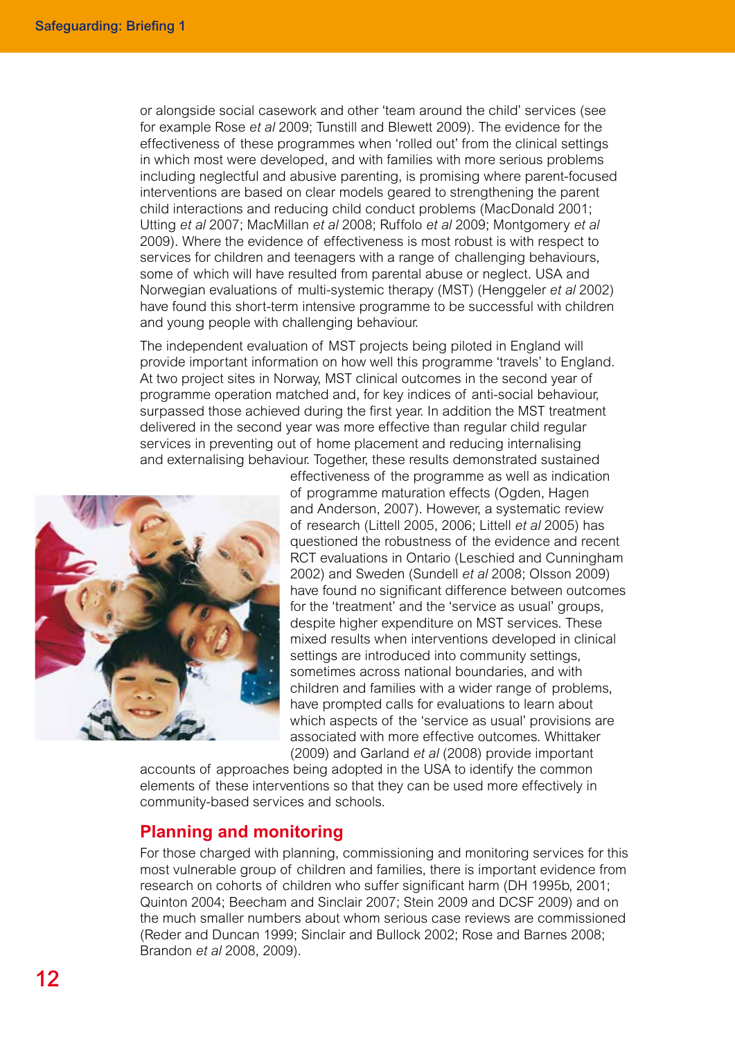or alongside social casework and other 'team around the child' services (see for example Rose *et al* 2009; Tunstill and Blewett 2009). The evidence for the effectiveness of these programmes when 'rolled out' from the clinical settings in which most were developed, and with families with more serious problems including neglectful and abusive parenting, is promising where parent-focused interventions are based on clear models geared to strengthening the parent child interactions and reducing child conduct problems (MacDonald 2001; Utting *et al* 2007; MacMillan *et al* 2008; Ruffolo *et al* 2009; Montgomery *et al* 2009). Where the evidence of effectiveness is most robust is with respect to services for children and teenagers with a range of challenging behaviours, some of which will have resulted from parental abuse or neglect. USA and Norwegian evaluations of multi-systemic therapy (MST) (Henggeler *et al* 2002) have found this short-term intensive programme to be successful with children and young people with challenging behaviour.

The independent evaluation of MST projects being piloted in England will provide important information on how well this programme 'travels' to England. At two project sites in Norway, MST clinical outcomes in the second year of programme operation matched and, for key indices of anti-social behaviour, surpassed those achieved during the first year. In addition the MST treatment delivered in the second year was more effective than regular child regular services in preventing out of home placement and reducing internalising and externalising behaviour. Together, these results demonstrated sustained effectiveness of the programme as well as indication of programme maturation effects (Ogden, Hagen and Anderson, 2007). However, a systematic review of research (Littell 2005, 2006; Littell *et al* 2005) has questioned the robustness of the evidence and recent RCT evaluations in Ontario (Leschied and Cunningham 2002) and Sweden (Sundell *et al* 2008; Olsson 2009) have found no significant difference between outcomes for the 'treatment' and the 'service as usual' groups, despite higher expenditure on MST services. These mixed results when interventions developed in clinical settings are introduced into community settings, sometimes across national boundaries, and with children and families with a wider range of problems, have prompted calls for evaluations to learn about which aspects of the 'service as usual' provisions are associated with more effective outcomes. Whittaker (2009) and Garland *et al* (2008) provide important accounts of approaches being adopted in the USA to identify the common elements of these interventions so that they can be used more effectively in community-based services and schools.

## Planning and monitoring

For those charged with planning, commissioning and monitoring services for this most vulnerable group of children and families, there is important evidence from research on cohorts of children who suffer significant harm (DH 1995b, 2001; Quinton 2004; Beecham and Sinclair 2007; Stein 2009 and DCSF 2009) and on the much smaller numbers about whom serious case reviews are commissioned (Reder and Duncan 1999; Sinclair and Bullock 2002; Rose and Barnes 2008; Brandon *et al* 2008, 2009).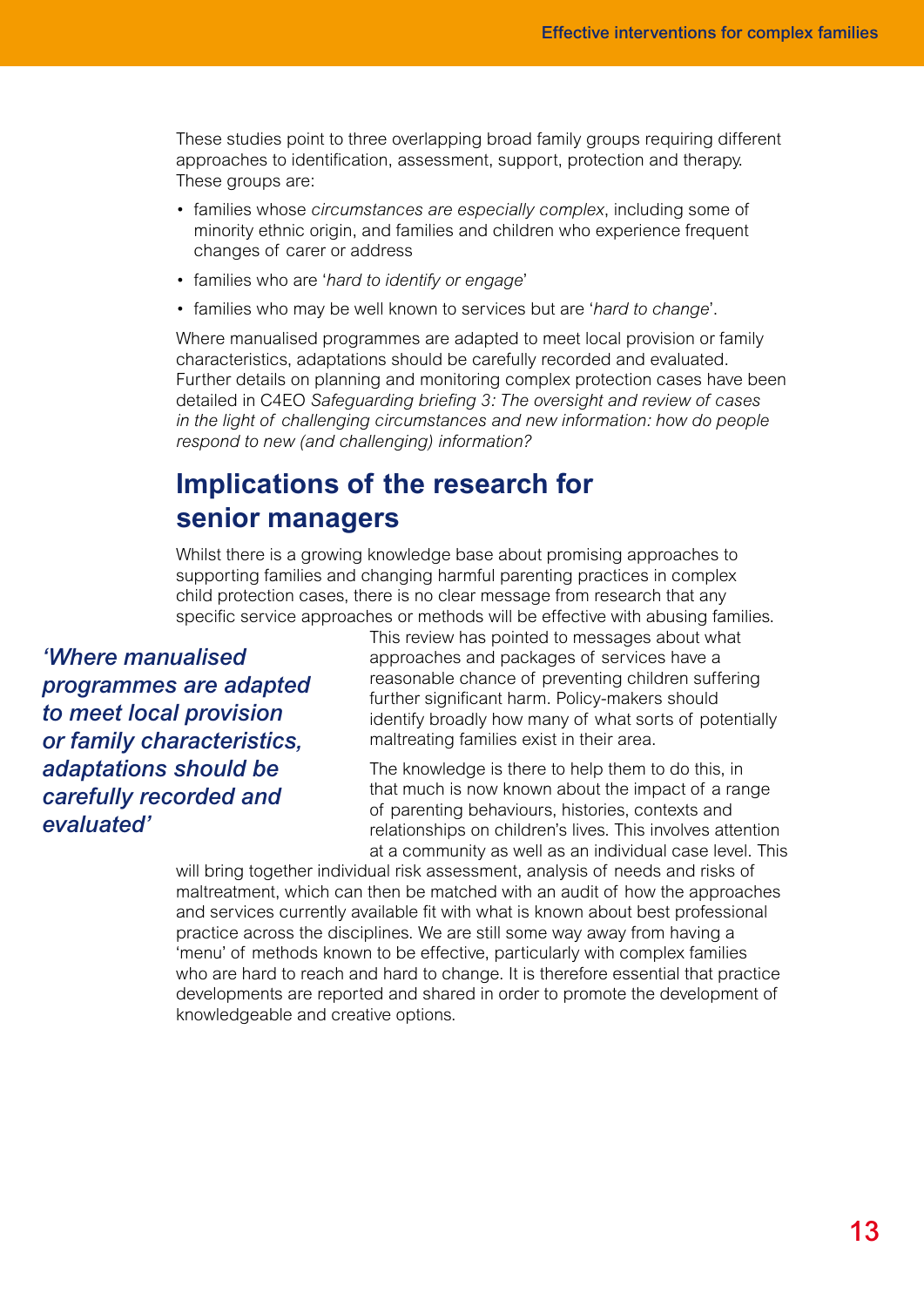These studies point to three overlapping broad family groups requiring different approaches to identification, assessment, support, protection and therapy. These groups are:

- families whose *circumstances are especially complex*, including some of minority ethnic origin, and families and children who experience frequent changes of carer or address
- families who are '*hard to identify or engage*'
- families who may be well known to services but are '*hard to change*'.

Where manualised programmes are adapted to meet local provision or family characteristics, adaptations should be carefully recorded and evaluated. Further details on planning and monitoring complex protection cases have been detailed in C4EO *Safeguarding briefing 3: The oversight and review of cases in the light of challenging circumstances and new information: how do people respond to new (and challenging) information?*

## Implications of the research for senior managers

Whilst there is a growing knowledge base about promising approaches to supporting families and changing harmful parenting practices in complex child protection cases, there is no clear message from research that any specific service approaches or methods will be effective with abusing families. This review has pointed to messages about what approaches and packages of services have a reasonable chance of preventing children suffering further significant harm. Policy-makers should identify broadly how many of what sorts of potentially maltreating families exist in their area.

> ***'Where manualised programmes are adapted to meet local provision or family characteristics, adaptations should be carefully recorded and evaluated'***

The knowledge is there to help them to do this, in that much is now known about the impact of a range of parenting behaviours, histories, contexts and relationships on children's lives. This involves attention at a community as well as an individual case level. This will bring together individual risk assessment, analysis of needs and risks of maltreatment, which can then be matched with an audit of how the approaches and services currently available fit with what is known about best professional practice across the disciplines. We are still some way away from having a 'menu' of methods known to be effective, particularly with complex families who are hard to reach and hard to change. It is therefore essential that practice developments are reported and shared in order to promote the development of knowledgeable and creative options.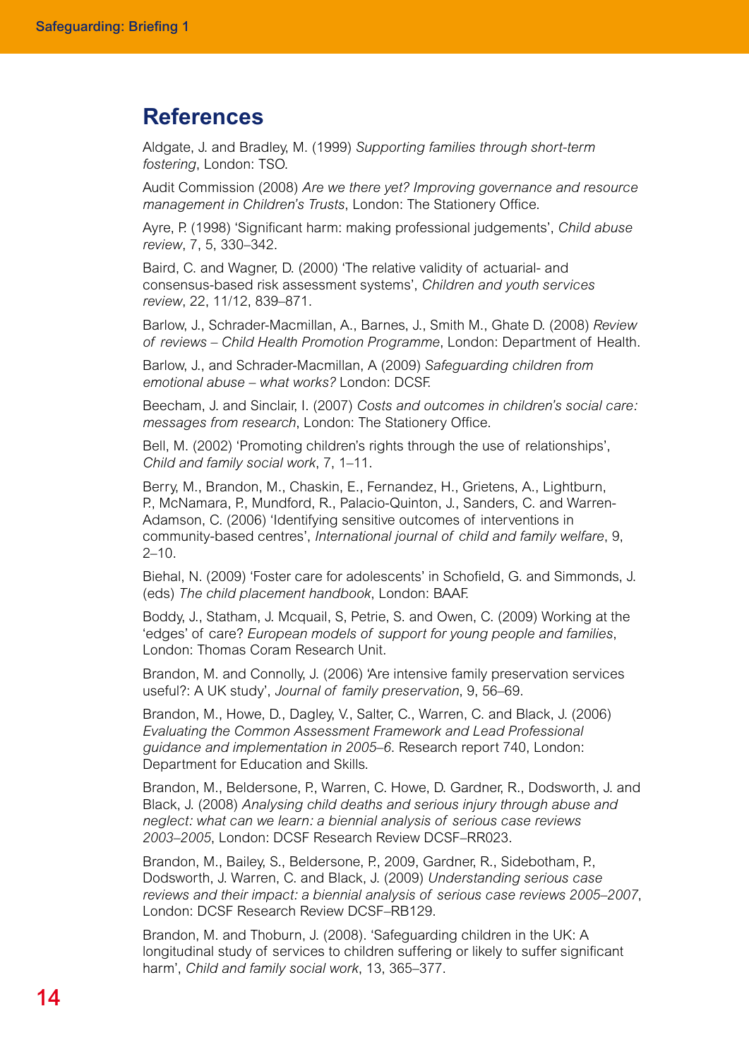## References

Aldgate, J. and Bradley, M. (1999) *Supporting families through short-term fostering*, London: TSO.

Audit Commission (2008) *Are we there yet? Improving governance and resource management in Children's Trusts*, London: The Stationery Office.

Ayre, P. (1998) 'Significant harm: making professional judgements', *Child abuse review*, 7, 5, 330–342.

Baird, C. and Wagner, D. (2000) 'The relative validity of actuarial- and consensus-based risk assessment systems', *Children and youth services review*, 22, 11/12, 839–871.

Barlow, J., Schrader-Macmillan, A., Barnes, J., Smith M., Ghate D. (2008) *Review of reviews – Child Health Promotion Programme*, London: Department of Health.

Barlow, J., and Schrader-Macmillan, A (2009) *Safeguarding children from emotional abuse – what works?* London: DCSF.

Beecham, J. and Sinclair, I. (2007) *Costs and outcomes in children's social care: messages from research*, London: The Stationery Office.

Bell, M. (2002) 'Promoting children's rights through the use of relationships', *Child and family social work*, 7, 1–11.

Berry, M., Brandon, M., Chaskin, E., Fernandez, H., Grietens, A., Lightburn, P., McNamara, P., Mundford, R., Palacio-Quinton, J., Sanders, C. and Warren-Adamson, C. (2006) 'Identifying sensitive outcomes of interventions in community-based centres', *International journal of child and family welfare*, 9, 2–10.

Biehal, N. (2009) 'Foster care for adolescents' in Schofield, G. and Simmonds, J. (eds) *The child placement handbook*, London: BAAF.

Boddy, J., Statham, J. Mcquail, S, Petrie, S. and Owen, C. (2009) Working at the 'edges' of care? *European models of support for young people and families*, London: Thomas Coram Research Unit.

Brandon, M. and Connolly, J. (2006) 'Are intensive family preservation services useful?: A UK study', *Journal of family preservation*, 9, 56–69.

Brandon, M., Howe, D., Dagley, V., Salter, C., Warren, C. and Black, J. (2006) *Evaluating the Common Assessment Framework and Lead Professional guidance and implementation in 2005–6*. Research report 740, London: Department for Education and Skills.

Brandon, M., Beldersone, P., Warren, C. Howe, D. Gardner, R., Dodsworth, J. and Black, J. (2008) *Analysing child deaths and serious injury through abuse and neglect: what can we learn: a biennial analysis of serious case reviews 2003–2005*, London: DCSF Research Review DCSF–RR023.

Brandon, M., Bailey, S., Beldersone, P., 2009, Gardner, R., Sidebotham, P., Dodsworth, J. Warren, C. and Black, J. (2009) *Understanding serious case reviews and their impact: a biennial analysis of serious case reviews 2005–2007*, London: DCSF Research Review DCSF–RB129.

Brandon, M. and Thoburn, J. (2008). 'Safeguarding children in the UK: A longitudinal study of services to children suffering or likely to suffer significant harm', *Child and family social work*, 13, 365–377.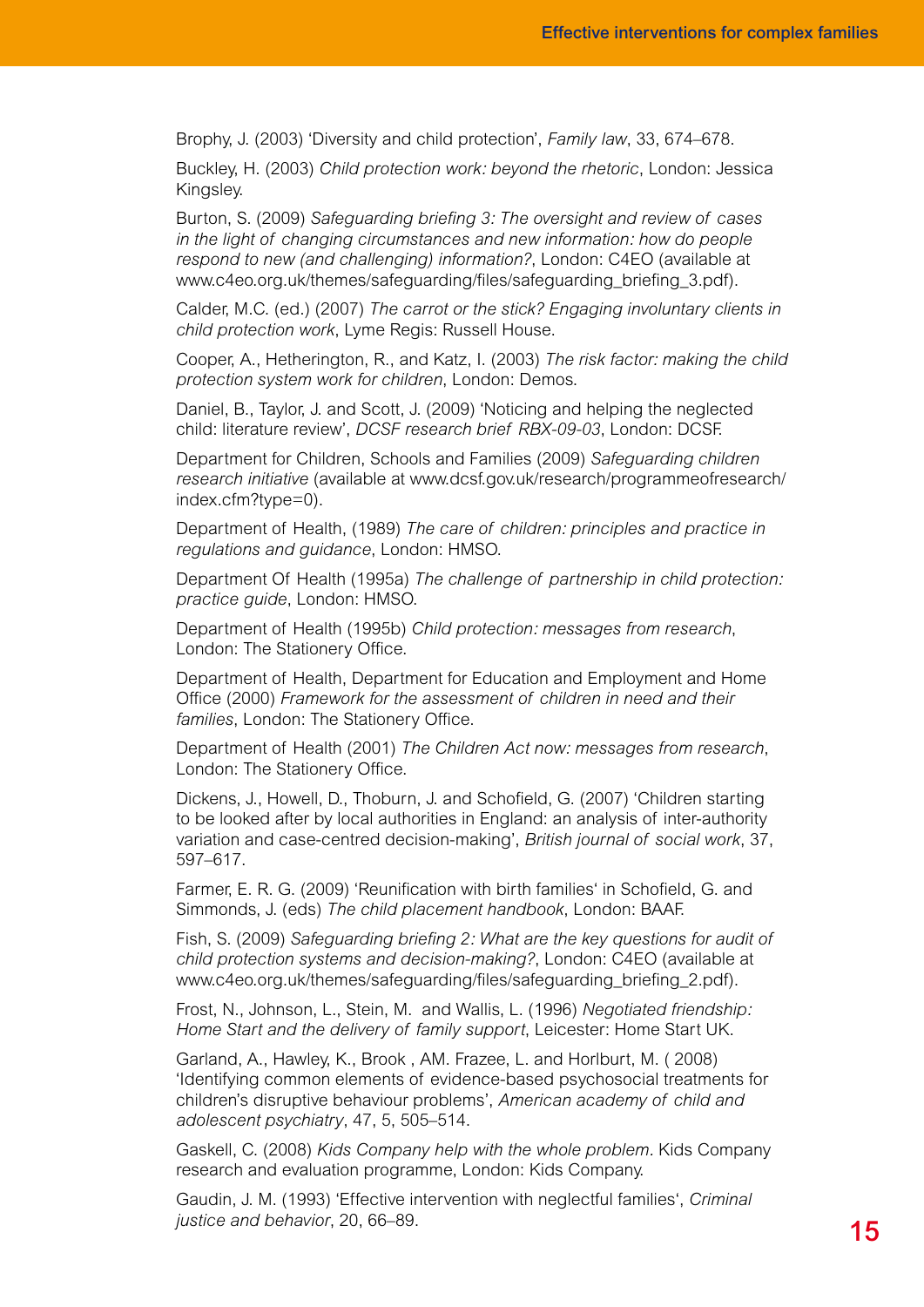Brophy, J. (2003) 'Diversity and child protection', *Family law*, 33, 674–678.

Buckley, H. (2003) *Child protection work: beyond the rhetoric*, London: Jessica Kingsley.

Burton, S. (2009) *Safeguarding briefing 3: The oversight and review of cases in the light of changing circumstances and new information: how do people respond to new (and challenging) information?*, London: C4EO (available at www.c4eo.org.uk/themes/safeguarding/files/safeguarding_briefing_3.pdf).

Calder, M.C. (ed.) (2007) *The carrot or the stick? Engaging involuntary clients in child protection work*, Lyme Regis: Russell House.

Cooper, A., Hetherington, R., and Katz, I. (2003) *The risk factor: making the child protection system work for children*, London: Demos.

Daniel, B., Taylor, J. and Scott, J. (2009) 'Noticing and helping the neglected child: literature review', *DCSF research brief RBX-09-03*, London: DCSF.

Department for Children, Schools and Families (2009) *Safeguarding children research initiative* (available at www.dcsf.gov.uk/research/programmeofresearch/index.cfm?type=0).

Department of Health, (1989) *The care of children: principles and practice in regulations and guidance*, London: HMSO.

Department Of Health (1995a) *The challenge of partnership in child protection: practice guide*, London: HMSO.

Department of Health (1995b) *Child protection: messages from research*, London: The Stationery Office.

Department of Health, Department for Education and Employment and Home Office (2000) *Framework for the assessment of children in need and their families*, London: The Stationery Office.

Department of Health (2001) *The Children Act now: messages from research*, London: The Stationery Office.

Dickens, J., Howell, D., Thoburn, J. and Schofield, G. (2007) 'Children starting to be looked after by local authorities in England: an analysis of inter-authority variation and case-centred decision-making', *British journal of social work*, 37, 597–617.

Farmer, E. R. G. (2009) 'Reunification with birth families' in Schofield, G. and Simmonds, J. (eds) *The child placement handbook*, London: BAAF.

Fish, S. (2009) *Safeguarding briefing 2: What are the key questions for audit of child protection systems and decision-making?*, London: C4EO (available at www.c4eo.org.uk/themes/safeguarding/files/safeguarding_briefing_2.pdf).

Frost, N., Johnson, L., Stein, M. and Wallis, L. (1996) *Negotiated friendship: Home Start and the delivery of family support*, Leicester: Home Start UK.

Garland, A., Hawley, K., Brook , AM. Frazee, L. and Horlburt, M. ( 2008) 'Identifying common elements of evidence-based psychosocial treatments for children's disruptive behaviour problems', *American academy of child and adolescent psychiatry*, 47, 5, 505–514.

Gaskell, C. (2008) *Kids Company help with the whole problem*. Kids Company research and evaluation programme, London: Kids Company.

Gaudin, J. M. (1993) 'Effective intervention with neglectful families', *Criminal justice and behavior*, 20, 66–89.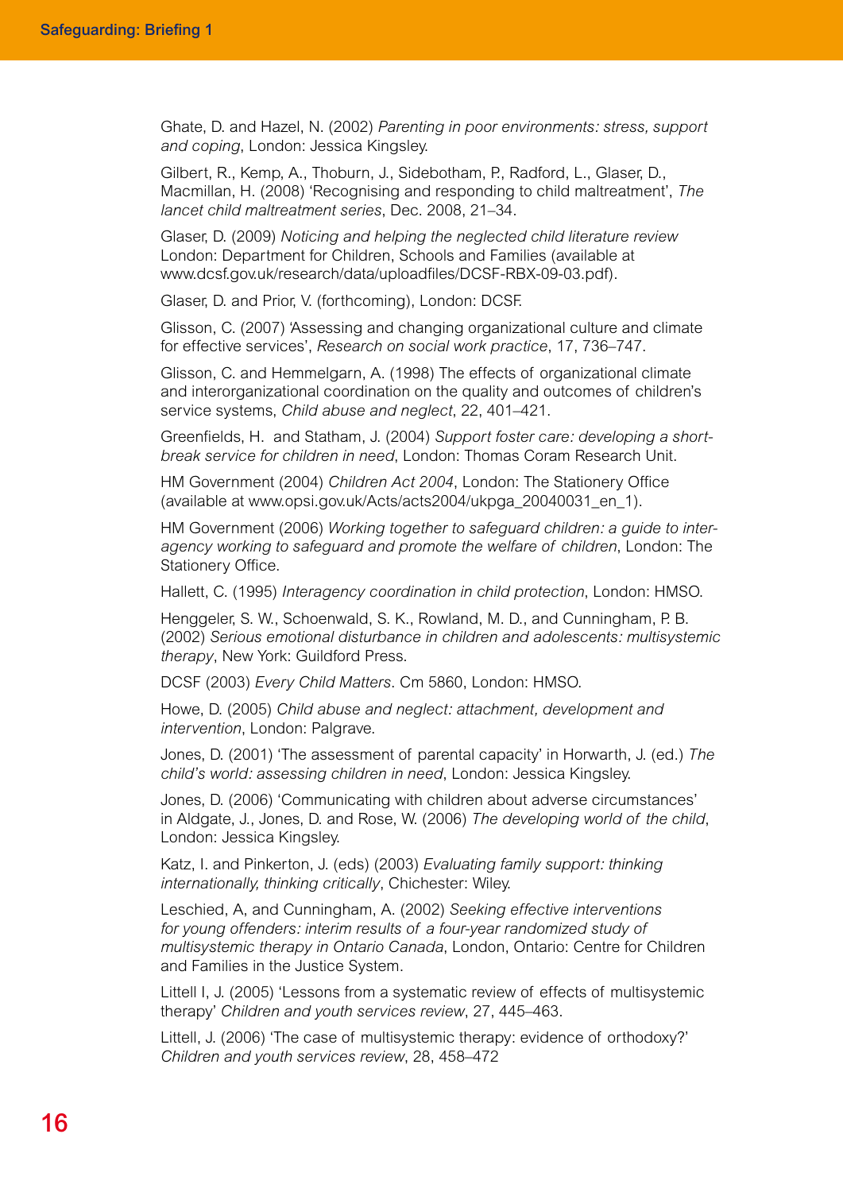Ghate, D. and Hazel, N. (2002) *Parenting in poor environments: stress, support and coping*, London: Jessica Kingsley.

Gilbert, R., Kemp, A., Thoburn, J., Sidebotham, P., Radford, L., Glaser, D., Macmillan, H. (2008) 'Recognising and responding to child maltreatment', *The lancet child maltreatment series*, Dec. 2008, 21–34.

Glaser, D. (2009) *Noticing and helping the neglected child literature review* London: Department for Children, Schools and Families (available at www.dcsf.gov.uk/research/data/uploadfiles/DCSF-RBX-09-03.pdf).

Glaser, D. and Prior, V. (forthcoming), London: DCSF.

Glisson, C. (2007) 'Assessing and changing organizational culture and climate for effective services', *Research on social work practice*, 17, 736–747.

Glisson, C. and Hemmelgarn, A. (1998) The effects of organizational climate and interorganizational coordination on the quality and outcomes of children's service systems, *Child abuse and neglect*, 22, 401–421.

Greenfields, H. and Statham, J. (2004) *Support foster care: developing a short-break service for children in need*, London: Thomas Coram Research Unit.

HM Government (2004) *Children Act 2004*, London: The Stationery Office (available at www.opsi.gov.uk/Acts/acts2004/ukpga_20040031_en_1).

HM Government (2006) *Working together to safeguard children: a guide to inter-agency working to safeguard and promote the welfare of children*, London: The Stationery Office.

Hallett, C. (1995) *Interagency coordination in child protection*, London: HMSO.

Henggeler, S. W., Schoenwald, S. K., Rowland, M. D., and Cunningham, P. B. (2002) *Serious emotional disturbance in children and adolescents: multisystemic therapy*, New York: Guildford Press.

DCSF (2003) *Every Child Matters*. Cm 5860, London: HMSO.

Howe, D. (2005) *Child abuse and neglect: attachment, development and intervention*, London: Palgrave.

Jones, D. (2001) 'The assessment of parental capacity' in Horwarth, J. (ed.) *The child's world: assessing children in need*, London: Jessica Kingsley.

Jones, D. (2006) 'Communicating with children about adverse circumstances' in Aldgate, J., Jones, D. and Rose, W. (2006) *The developing world of the child*, London: Jessica Kingsley.

Katz, I. and Pinkerton, J. (eds) (2003) *Evaluating family support: thinking internationally, thinking critically*, Chichester: Wiley.

Leschied, A, and Cunningham, A. (2002) *Seeking effective interventions for young offenders: interim results of a four-year randomized study of multisystemic therapy in Ontario Canada*, London, Ontario: Centre for Children and Families in the Justice System.

Littell I, J. (2005) 'Lessons from a systematic review of effects of multisystemic therapy' *Children and youth services review*, 27, 445–463.

Littell, J. (2006) 'The case of multisystemic therapy: evidence of orthodoxy?' *Children and youth services review*, 28, 458–472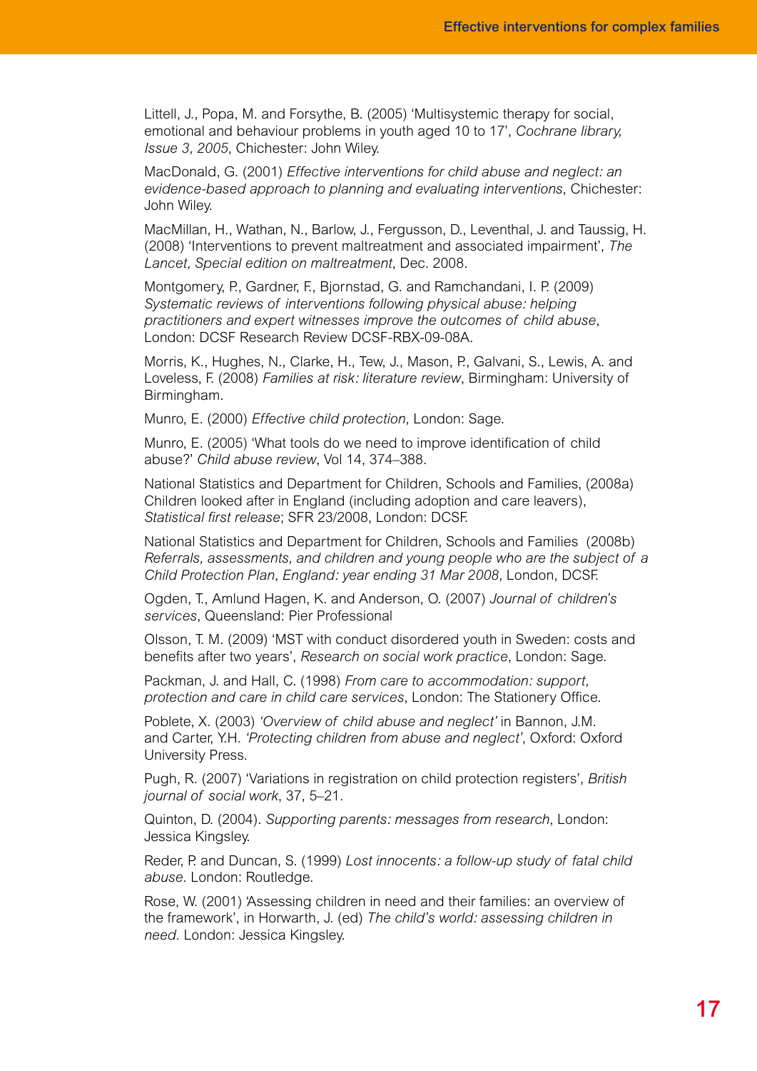Littell, J., Popa, M. and Forsythe, B. (2005) 'Multisystemic therapy for social, emotional and behaviour problems in youth aged 10 to 17', *Cochrane library, Issue 3, 2005*, Chichester: John Wiley.

MacDonald, G. (2001) *Effective interventions for child abuse and neglect: an evidence-based approach to planning and evaluating interventions*, Chichester: John Wiley.

MacMillan, H., Wathan, N., Barlow, J., Fergusson, D., Leventhal, J. and Taussig, H. (2008) 'Interventions to prevent maltreatment and associated impairment', *The Lancet, Special edition on maltreatment*, Dec. 2008.

Montgomery, P., Gardner, F., Bjornstad, G. and Ramchandani, I. P. (2009) *Systematic reviews of interventions following physical abuse: helping practitioners and expert witnesses improve the outcomes of child abuse*, London: DCSF Research Review DCSF-RBX-09-08A.

Morris, K., Hughes, N., Clarke, H., Tew, J., Mason, P., Galvani, S., Lewis, A. and Loveless, F. (2008) *Families at risk: literature review*, Birmingham: University of Birmingham.

Munro, E. (2000) *Effective child protection*, London: Sage.

Munro, E. (2005) 'What tools do we need to improve identification of child abuse?' *Child abuse review*, Vol 14, 374–388.

National Statistics and Department for Children, Schools and Families, (2008a) Children looked after in England (including adoption and care leavers), *Statistical first release*; SFR 23/2008, London: DCSF.

National Statistics and Department for Children, Schools and Families (2008b) *Referrals, assessments, and children and young people who are the subject of a Child Protection Plan, England: year ending 31 Mar 2008*, London, DCSF.

Ogden, T., Amlund Hagen, K. and Anderson, O. (2007) *Journal of children's services*, Queensland: Pier Professional

Olsson, T. M. (2009) 'MST with conduct disordered youth in Sweden: costs and benefits after two years', *Research on social work practice*, London: Sage.

Packman, J. and Hall, C. (1998) *From care to accommodation: support, protection and care in child care services*, London: The Stationery Office.

Poblete, X. (2003) *'Overview of child abuse and neglect'* in Bannon, J.M. and Carter, Y.H. *'Protecting children from abuse and neglect'*, Oxford: Oxford University Press.

Pugh, R. (2007) 'Variations in registration on child protection registers', *British journal of social work*, 37, 5–21.

Quinton, D. (2004). *Supporting parents: messages from research*, London: Jessica Kingsley.

Reder, P. and Duncan, S. (1999) *Lost innocents: a follow-up study of fatal child abuse*. London: Routledge.

Rose, W. (2001) 'Assessing children in need and their families: an overview of the framework', in Horwarth, J. (ed) *The child's world: assessing children in need*. London: Jessica Kingsley.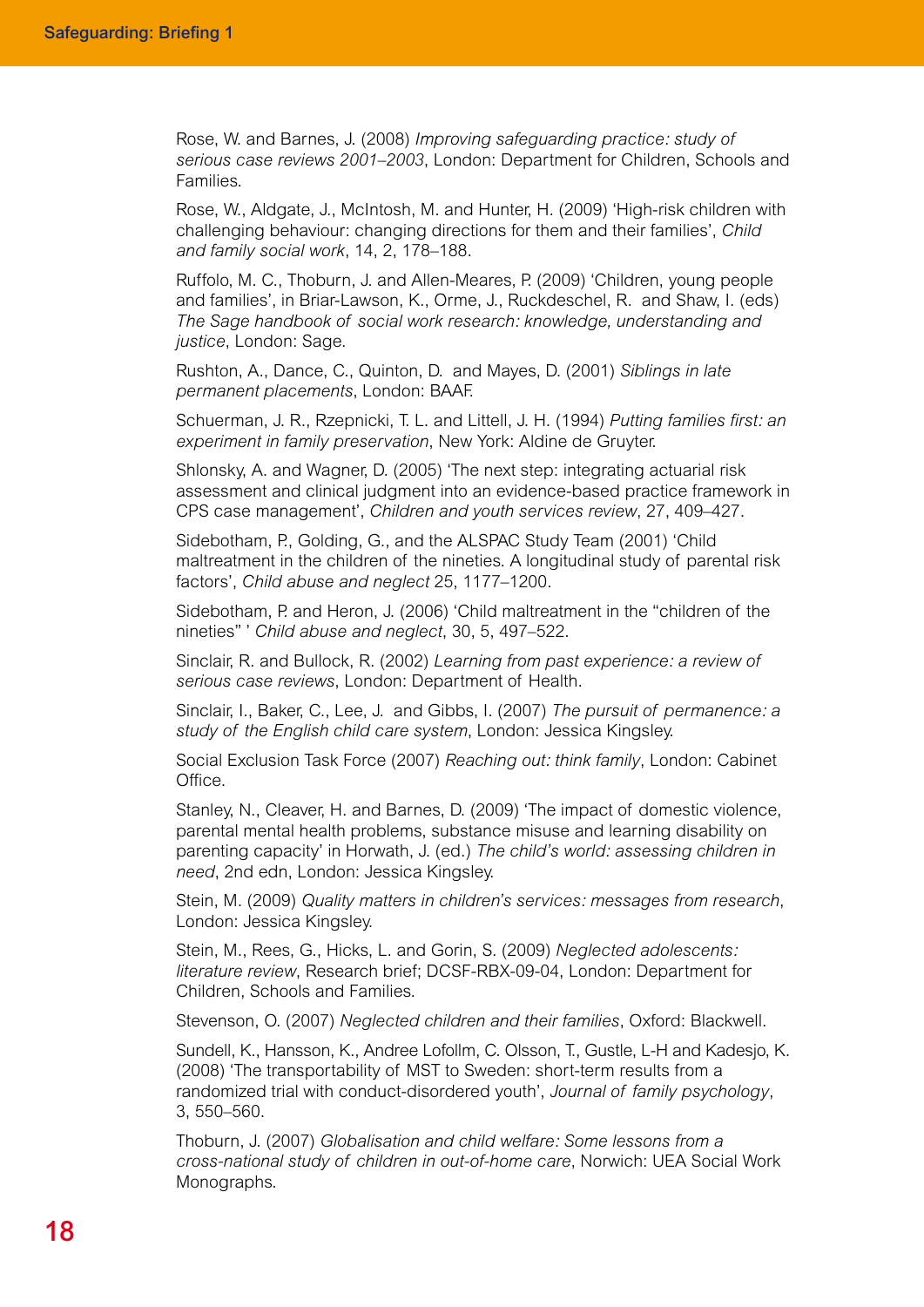Rose, W. and Barnes, J. (2008) *Improving safeguarding practice: study of serious case reviews 2001–2003*, London: Department for Children, Schools and Families.

Rose, W., Aldgate, J., McIntosh, M. and Hunter, H. (2009) 'High-risk children with challenging behaviour: changing directions for them and their families', *Child and family social work*, 14, 2, 178–188.

Ruffolo, M. C., Thoburn, J. and Allen-Meares, P. (2009) 'Children, young people and families', in Briar-Lawson, K., Orme, J., Ruckdeschel, R. and Shaw, I. (eds) *The Sage handbook of social work research: knowledge, understanding and justice*, London: Sage.

Rushton, A., Dance, C., Quinton, D. and Mayes, D. (2001) *Siblings in late permanent placements*, London: BAAF.

Schuerman, J. R., Rzepnicki, T. L. and Littell, J. H. (1994) *Putting families first: an experiment in family preservation*, New York: Aldine de Gruyter.

Shlonsky, A. and Wagner, D. (2005) 'The next step: integrating actuarial risk assessment and clinical judgment into an evidence-based practice framework in CPS case management', *Children and youth services review*, 27, 409–427.

Sidebotham, P., Golding, G., and the ALSPAC Study Team (2001) 'Child maltreatment in the children of the nineties. A longitudinal study of parental risk factors', *Child abuse and neglect* 25, 1177–1200.

Sidebotham, P. and Heron, J. (2006) 'Child maltreatment in the "children of the nineties" ' *Child abuse and neglect*, 30, 5, 497–522.

Sinclair, R. and Bullock, R. (2002) *Learning from past experience: a review of serious case reviews*, London: Department of Health.

Sinclair, I., Baker, C., Lee, J. and Gibbs, I. (2007) *The pursuit of permanence: a study of the English child care system*, London: Jessica Kingsley.

Social Exclusion Task Force (2007) *Reaching out: think family*, London: Cabinet Office.

Stanley, N., Cleaver, H. and Barnes, D. (2009) 'The impact of domestic violence, parental mental health problems, substance misuse and learning disability on parenting capacity' in Horwath, J. (ed.) *The child's world: assessing children in need*, 2nd edn, London: Jessica Kingsley.

Stein, M. (2009) *Quality matters in children's services: messages from research*, London: Jessica Kingsley.

Stein, M., Rees, G., Hicks, L. and Gorin, S. (2009) *Neglected adolescents: literature review*, Research brief; DCSF-RBX-09-04, London: Department for Children, Schools and Families.

Stevenson, O. (2007) *Neglected children and their families*, Oxford: Blackwell.

Sundell, K., Hansson, K., Andree Lofollm, C. Olsson, T., Gustle, L-H and Kadesjo, K. (2008) 'The transportability of MST to Sweden: short-term results from a randomized trial with conduct-disordered youth', *Journal of family psychology*, 3, 550–560.

Thoburn, J. (2007) *Globalisation and child welfare: Some lessons from a cross-national study of children in out-of-home care*, Norwich: UEA Social Work Monographs.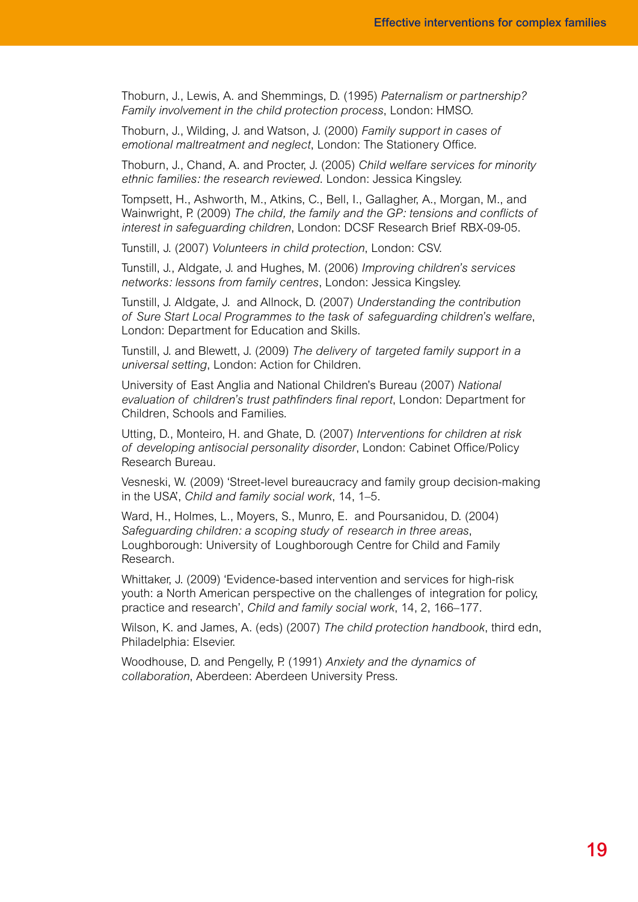Thoburn, J., Lewis, A. and Shemmings, D. (1995) *Paternalism or partnership? Family involvement in the child protection process*, London: HMSO.

Thoburn, J., Wilding, J. and Watson, J. (2000) *Family support in cases of emotional maltreatment and neglect*, London: The Stationery Office.

Thoburn, J., Chand, A. and Procter, J. (2005) *Child welfare services for minority ethnic families: the research reviewed*. London: Jessica Kingsley.

Tompsett, H., Ashworth, M., Atkins, C., Bell, I., Gallagher, A., Morgan, M., and Wainwright, P. (2009) *The child, the family and the GP: tensions and conflicts of interest in safeguarding children*, London: DCSF Research Brief RBX-09-05.

Tunstill, J. (2007) *Volunteers in child protection*, London: CSV.

Tunstill, J., Aldgate, J. and Hughes, M. (2006) *Improving children's services networks: lessons from family centres*, London: Jessica Kingsley.

Tunstill, J. Aldgate, J. and Allnock, D. (2007) *Understanding the contribution of Sure Start Local Programmes to the task of safeguarding children's welfare*, London: Department for Education and Skills.

Tunstill, J. and Blewett, J. (2009) *The delivery of targeted family support in a universal setting*, London: Action for Children.

University of East Anglia and National Children's Bureau (2007) *National evaluation of children's trust pathfinders final report*, London: Department for Children, Schools and Families.

Utting, D., Monteiro, H. and Ghate, D. (2007) *Interventions for children at risk of developing antisocial personality disorder*, London: Cabinet Office/Policy Research Bureau.

Vesneski, W. (2009) 'Street-level bureaucracy and family group decision-making in the USA', *Child and family social work*, 14, 1–5.

Ward, H., Holmes, L., Moyers, S., Munro, E. and Poursanidou, D. (2004) *Safeguarding children: a scoping study of research in three areas*, Loughborough: University of Loughborough Centre for Child and Family Research.

Whittaker, J. (2009) 'Evidence-based intervention and services for high-risk youth: a North American perspective on the challenges of integration for policy, practice and research', *Child and family social work*, 14, 2, 166–177.

Wilson, K. and James, A. (eds) (2007) *The child protection handbook*, third edn, Philadelphia: Elsevier.

Woodhouse, D. and Pengelly, P. (1991) *Anxiety and the dynamics of collaboration*, Aberdeen: Aberdeen University Press.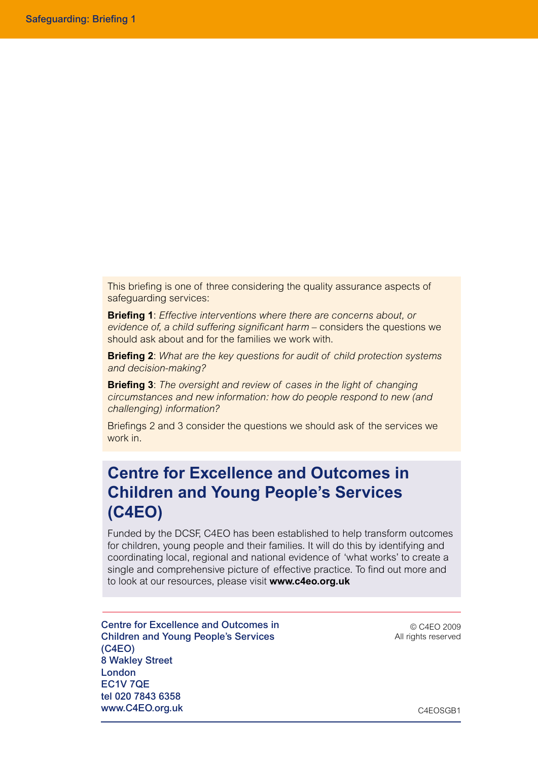This briefing is one of three considering the quality assurance aspects of safeguarding services:

**Briefing 1**: *Effective interventions where there are concerns about, or evidence of, a child suffering significant harm* – considers the questions we should ask about and for the families we work with.

**Briefing 2**: *What are the key questions for audit of child protection systems and decision-making?*

**Briefing 3**: *The oversight and review of cases in the light of changing circumstances and new information: how do people respond to new (and challenging) information?*

Briefings 2 and 3 consider the questions we should ask of the services we work in.

## Centre for Excellence and Outcomes in Children and Young People's Services (C4EO)

Funded by the DCSF, C4EO has been established to help transform outcomes for children, young people and their families. It will do this by identifying and coordinating local, regional and national evidence of 'what works' to create a single and comprehensive picture of effective practice. To find out more and to look at our resources, please visit **www.c4eo.org.uk**

**Centre for Excellence and Outcomes in Children and Young People's Services (C4EO)**
**8 Wakley Street**
**London**
**EC1V 7QE**
**tel 020 7843 6358**
**www.C4EO.org.uk**

© C4EO 2009
All rights reserved

C4EOSGB1